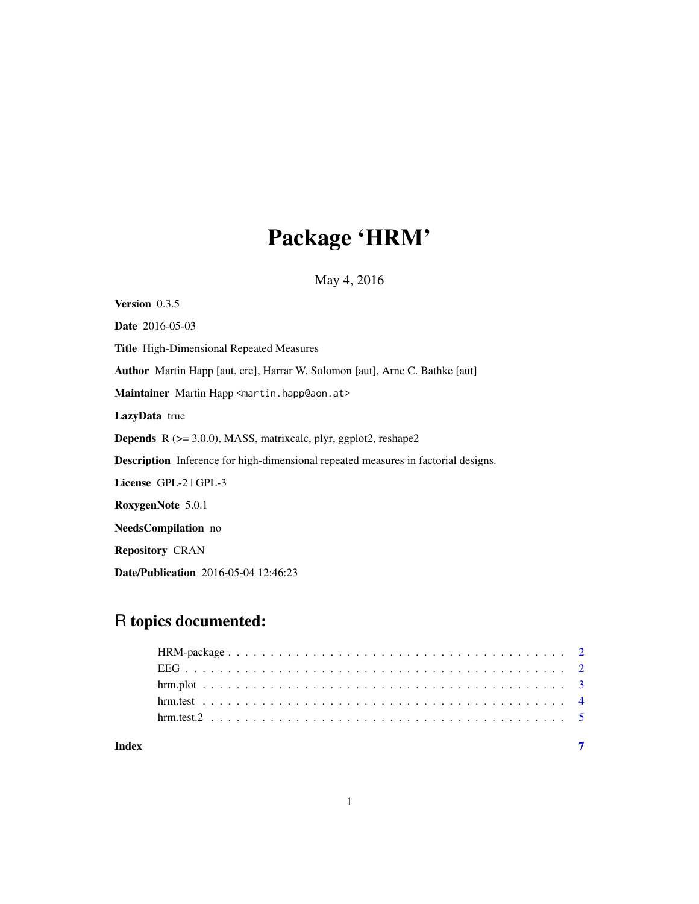# Package 'HRM'

May 4, 2016

**Version** 0.3.5

**Date** 2016-05-03

**Title** High-Dimensional Repeated Measures

**Author** Martin Happ [aut, cre], Harrar W. Solomon [aut], Arne C. Bathke [aut]

**Maintainer** Martin Happ <martin.happ@aon.at>

**LazyData** true

**Depends** R (>= 3.0.0), MASS, matrixcalc, plyr, ggplot2, reshape2

**Description** Inference for high-dimensional repeated measures in factorial designs.

**License** GPL-2 | GPL-3

**RoxygenNote** 5.0.1

**NeedsCompilation** no

**Repository** CRAN

**Date/Publication** 2016-05-04 12:46:23

## R topics documented:

- HRM-package . . . . . . . . . . . . . . . . . . . . . . . . . . . . . . . . . . . . . . . . 2
- EEG . . . . . . . . . . . . . . . . . . . . . . . . . . . . . . . . . . . . . . . . . . . . . 2
- hrm.plot . . . . . . . . . . . . . . . . . . . . . . . . . . . . . . . . . . . . . . . . . . . 3
- hrm.test . . . . . . . . . . . . . . . . . . . . . . . . . . . . . . . . . . . . . . . . . . . 4
- hrm.test.2 . . . . . . . . . . . . . . . . . . . . . . . . . . . . . . . . . . . . . . . . . . 5

**Index** **7**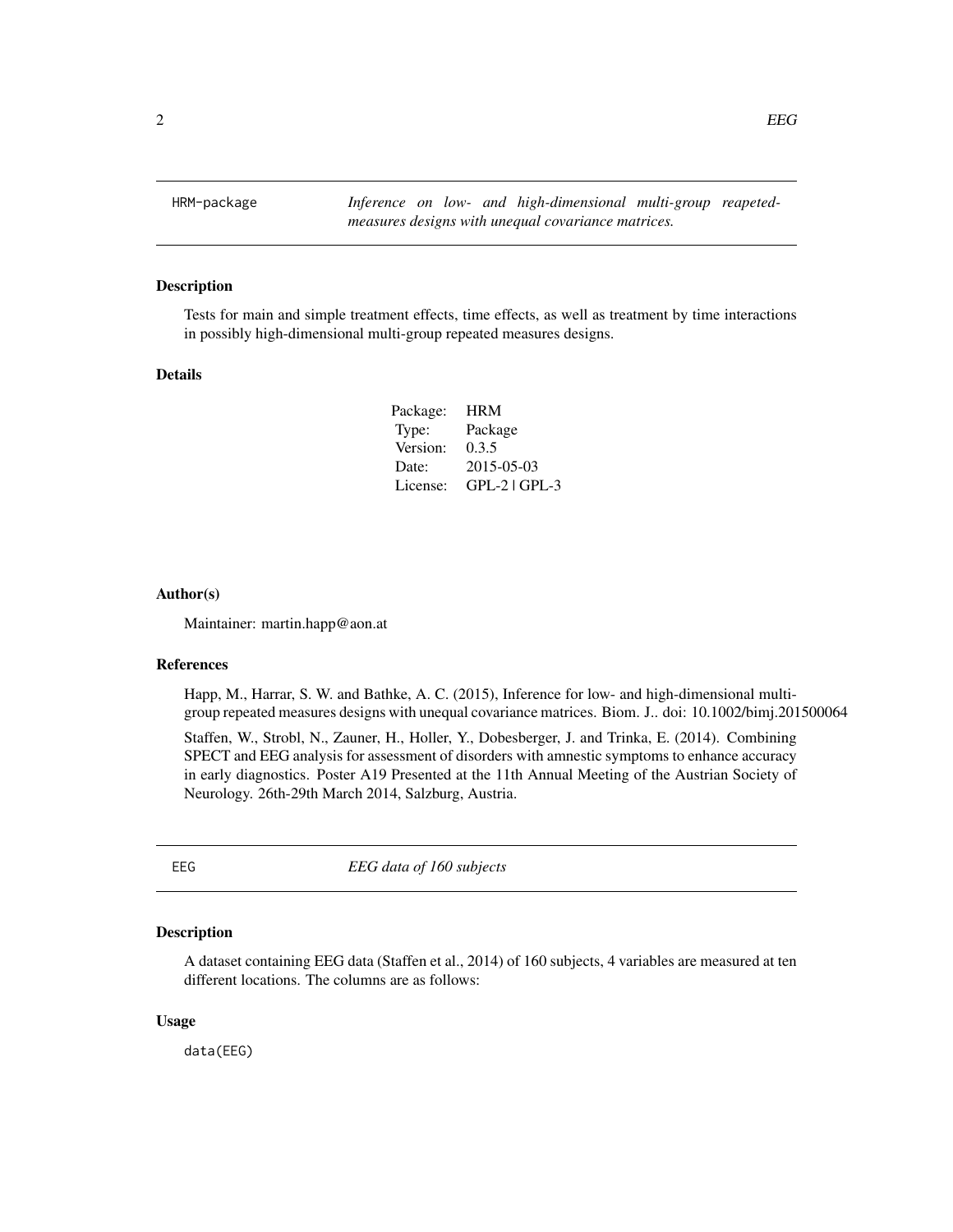## HRM-package — *Inference on low- and high-dimensional multi-group reapeated-measures designs with unequal covariance matrices.*

### Description

Tests for main and simple treatment effects, time effects, as well as treatment by time interactions in possibly high-dimensional multi-group repeated measures designs.

### Details

| | |
|---|---|
| Package: | HRM |
| Type: | Package |
| Version: | 0.3.5 |
| Date: | 2015-05-03 |
| License: | GPL-2 \| GPL-3 |

### Author(s)

Maintainer: martin.happ@aon.at

### References

Happ, M., Harrar, S. W. and Bathke, A. C. (2015), Inference for low- and high-dimensional multi-group repeated measures designs with unequal covariance matrices. Biom. J.. doi: 10.1002/bimj.201500064

Staffen, W., Strobl, N., Zauner, H., Holler, Y., Dobesberger, J. and Trinka, E. (2014). Combining SPECT and EEG analysis for assessment of disorders with amnestic symptoms to enhance accuracy in early diagnostics. Poster A19 Presented at the 11th Annual Meeting of the Austrian Society of Neurology. 26th-29th March 2014, Salzburg, Austria.

## EEG — *EEG data of 160 subjects*

### Description

A dataset containing EEG data (Staffen et al., 2014) of 160 subjects, 4 variables are measured at ten different locations. The columns are as follows:

### Usage

```
data(EEG)
```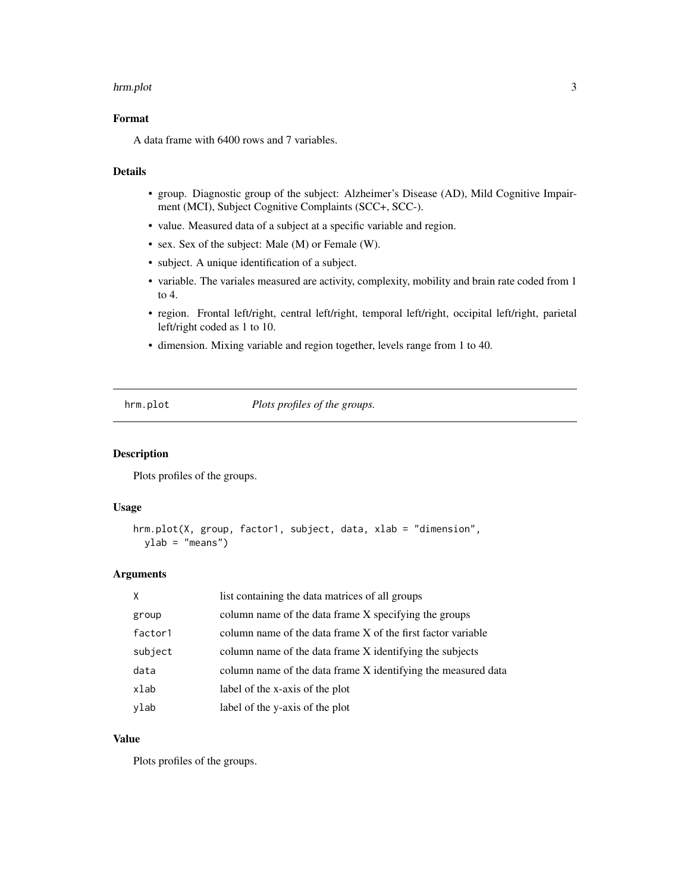### Format

A data frame with 6400 rows and 7 variables.

### Details

- group. Diagnostic group of the subject: Alzheimer's Disease (AD), Mild Cognitive Impairment (MCI), Subject Cognitive Complaints (SCC+, SCC-).
- value. Measured data of a subject at a specific variable and region.
- sex. Sex of the subject: Male (M) or Female (W).
- subject. A unique identification of a subject.
- variable. The variales measured are activity, complexity, mobility and brain rate coded from 1 to 4.
- region. Frontal left/right, central left/right, temporal left/right, occipital left/right, parietal left/right coded as 1 to 10.
- dimension. Mixing variable and region together, levels range from 1 to 40.

---

## hrm.plot — *Plots profiles of the groups.*

### Description

Plots profiles of the groups.

### Usage

```
hrm.plot(X, group, factor1, subject, data, xlab = "dimension",
  ylab = "means")
```

### Arguments

| | |
|---|---|
| X | list containing the data matrices of all groups |
| group | column name of the data frame X specifying the groups |
| factor1 | column name of the data frame X of the first factor variable |
| subject | column name of the data frame X identifying the subjects |
| data | column name of the data frame X identifying the measured data |
| xlab | label of the x-axis of the plot |
| ylab | label of the y-axis of the plot |

### Value

Plots profiles of the groups.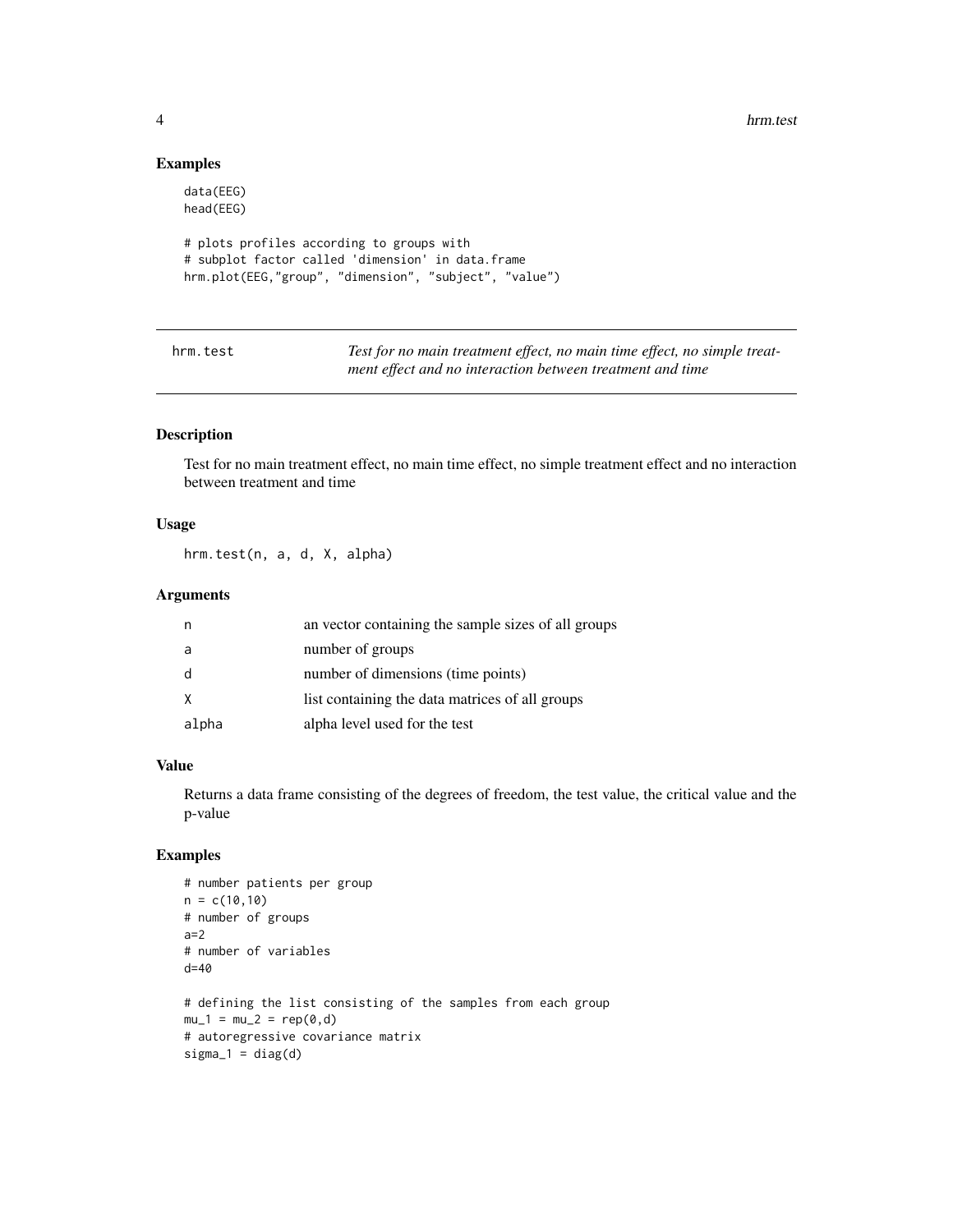### Examples

```
data(EEG)
head(EEG)

# plots profiles according to groups with
# subplot factor called 'dimension' in data.frame
hrm.plot(EEG,"group", "dimension", "subject", "value")
```

---

## hrm.test

*Test for no main treatment effect, no main time effect, no simple treatment effect and no interaction between treatment and time*

---

### Description

Test for no main treatment effect, no main time effect, no simple treatment effect and no interaction between treatment and time

### Usage

```
hrm.test(n, a, d, X, alpha)
```

### Arguments

| | |
|---|---|
| n | an vector containing the sample sizes of all groups |
| a | number of groups |
| d | number of dimensions (time points) |
| X | list containing the data matrices of all groups |
| alpha | alpha level used for the test |

### Value

Returns a data frame consisting of the degrees of freedom, the test value, the critical value and the p-value

### Examples

```
# number patients per group
n = c(10,10)
# number of groups
a=2
# number of variables
d=40

# defining the list consisting of the samples from each group
mu_1 = mu_2 = rep(0,d)
# autoregressive covariance matrix
sigma_1 = diag(d)
```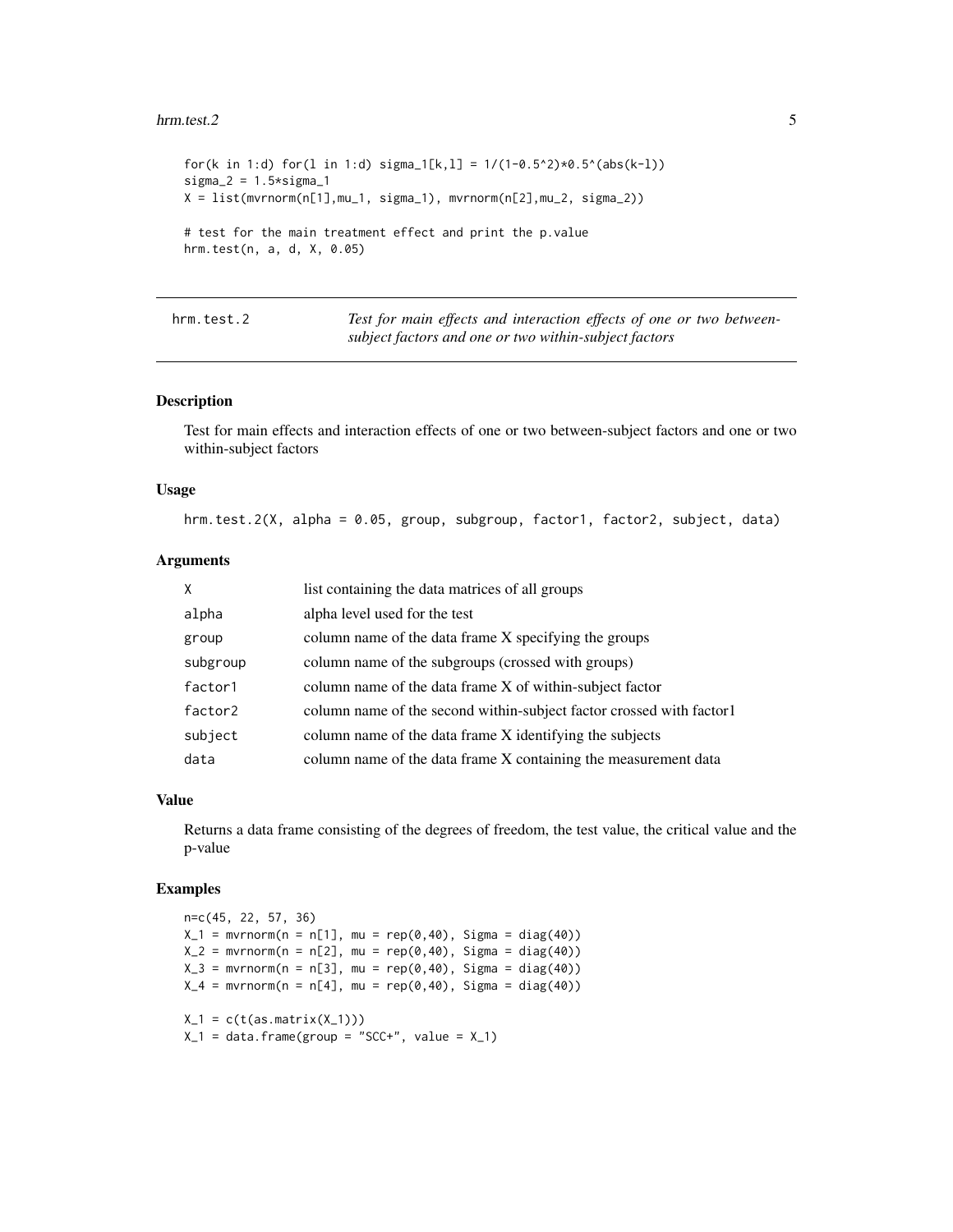```
for(k in 1:d) for(l in 1:d) sigma_1[k,l] = 1/(1-0.5^2)*0.5^(abs(k-l))
sigma_2 = 1.5*sigma_1
X = list(mvrnorm(n[1],mu_1, sigma_1), mvrnorm(n[2],mu_2, sigma_2))

# test for the main treatment effect and print the p.value
hrm.test(n, a, d, X, 0.05)
```

## hrm.test.2 — *Test for main effects and interaction effects of one or two between-subject factors and one or two within-subject factors*

### Description

Test for main effects and interaction effects of one or two between-subject factors and one or two within-subject factors

### Usage

```
hrm.test.2(X, alpha = 0.05, group, subgroup, factor1, factor2, subject, data)
```

### Arguments

| | |
|---|---|
| X | list containing the data matrices of all groups |
| alpha | alpha level used for the test |
| group | column name of the data frame X specifying the groups |
| subgroup | column name of the subgroups (crossed with groups) |
| factor1 | column name of the data frame X of within-subject factor |
| factor2 | column name of the second within-subject factor crossed with factor1 |
| subject | column name of the data frame X identifying the subjects |
| data | column name of the data frame X containing the measurement data |

### Value

Returns a data frame consisting of the degrees of freedom, the test value, the critical value and the p-value

### Examples

```
n=c(45, 22, 57, 36)
X_1 = mvrnorm(n = n[1], mu = rep(0,40), Sigma = diag(40))
X_2 = mvrnorm(n = n[2], mu = rep(0,40), Sigma = diag(40))
X_3 = mvrnorm(n = n[3], mu = rep(0,40), Sigma = diag(40))
X_4 = mvrnorm(n = n[4], mu = rep(0,40), Sigma = diag(40))

X_1 = c(t(as.matrix(X_1)))
X_1 = data.frame(group = "SCC+", value = X_1)
```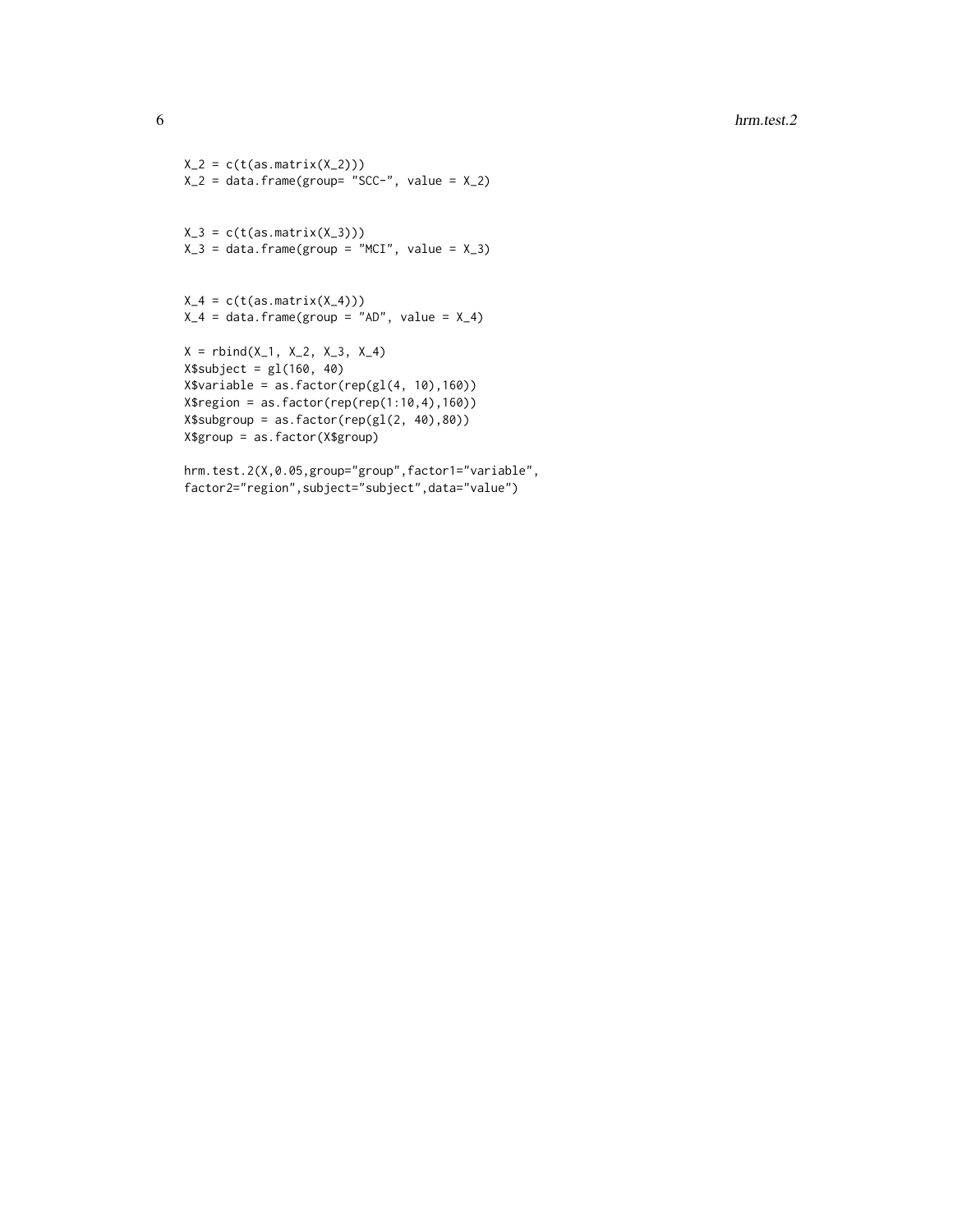```
X_2 = c(t(as.matrix(X_2)))
X_2 = data.frame(group= "SCC-", value = X_2)


X_3 = c(t(as.matrix(X_3)))
X_3 = data.frame(group = "MCI", value = X_3)


X_4 = c(t(as.matrix(X_4)))
X_4 = data.frame(group = "AD", value = X_4)

X = rbind(X_1, X_2, X_3, X_4)
X$subject = gl(160, 40)
X$variable = as.factor(rep(gl(4, 10),160))
X$region = as.factor(rep(rep(1:10,4),160))
X$subgroup = as.factor(rep(gl(2, 40),80))
X$group = as.factor(X$group)

hrm.test.2(X,0.05,group="group",factor1="variable",
factor2="region",subject="subject",data="value")
```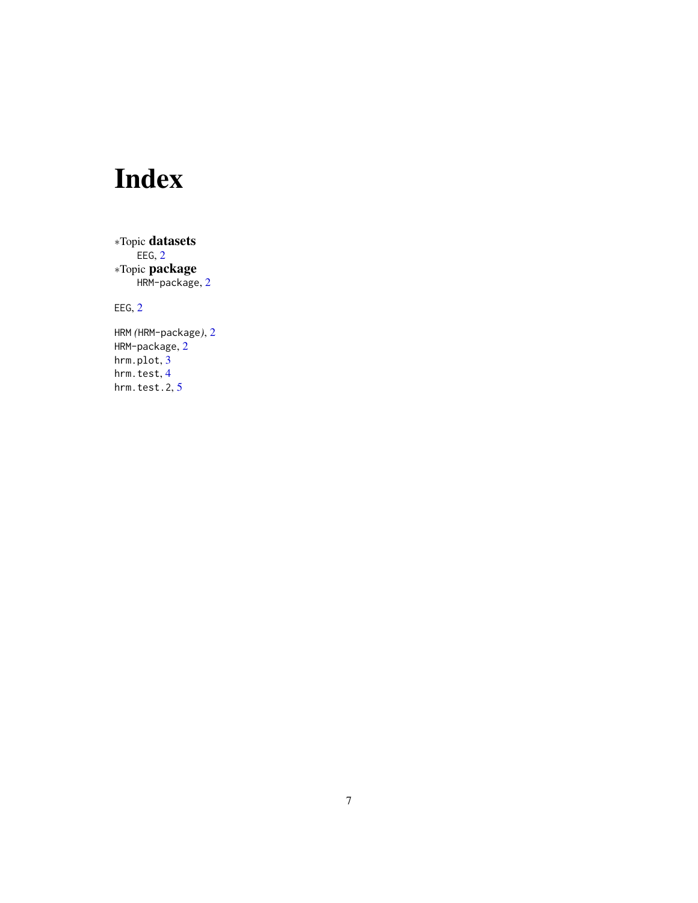# Index

*Topic **datasets**
    EEG, 2
*Topic **package**
    HRM-package, 2

EEG, 2

HRM *(*HRM-package*)*, 2
HRM-package, 2
hrm.plot, 3
hrm.test, 4
hrm.test.2, 5